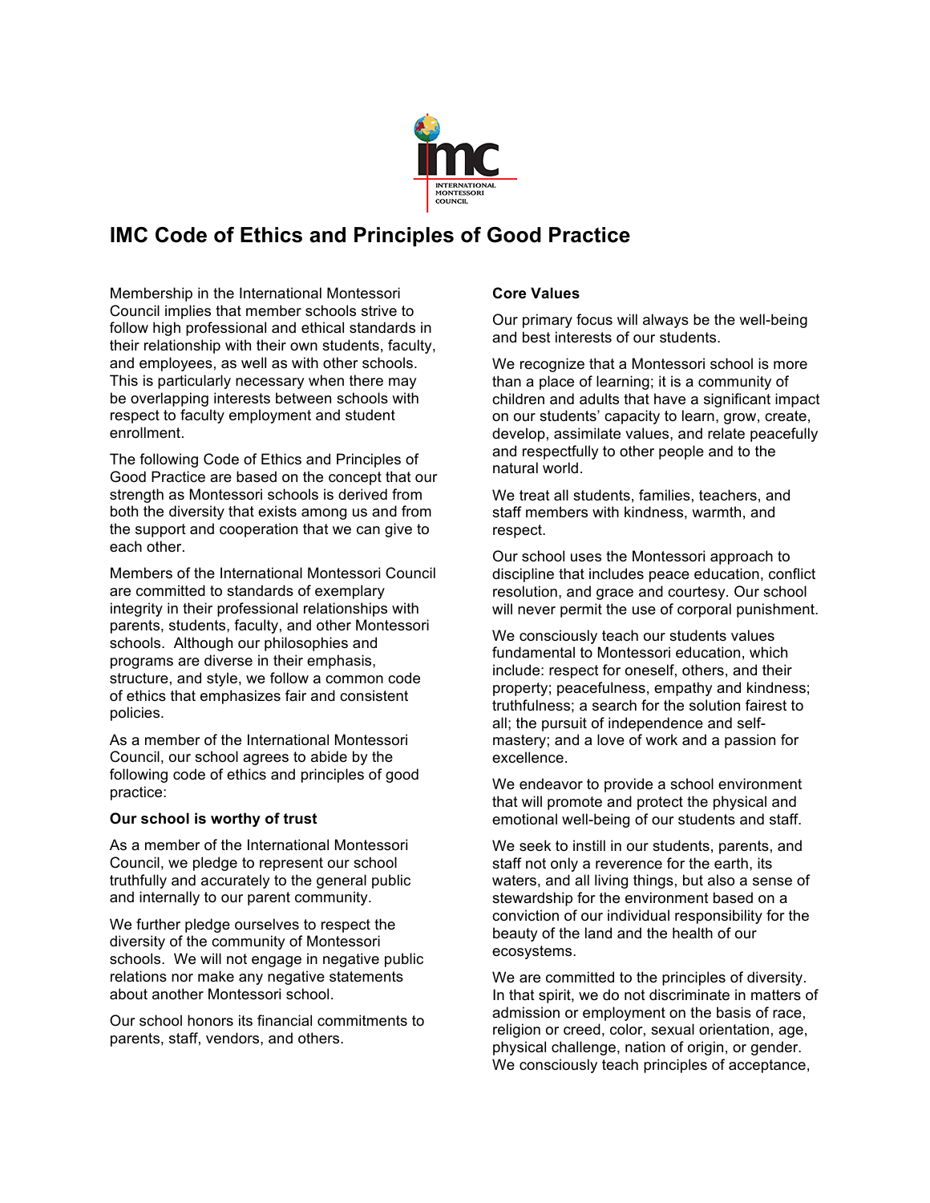# IMC Code of Ethics and Principles of Good Practice

Membership in the International Montessori Council implies that member schools strive to follow high professional and ethical standards in their relationship with their own students, faculty, and employees, as well as with other schools. This is particularly necessary when there may be overlapping interests between schools with respect to faculty employment and student enrollment.

The following Code of Ethics and Principles of Good Practice are based on the concept that our strength as Montessori schools is derived from both the diversity that exists among us and from the support and cooperation that we can give to each other.

Members of the International Montessori Council are committed to standards of exemplary integrity in their professional relationships with parents, students, faculty, and other Montessori schools. Although our philosophies and programs are diverse in their emphasis, structure, and style, we follow a common code of ethics that emphasizes fair and consistent policies.

As a member of the International Montessori Council, our school agrees to abide by the following code of ethics and principles of good practice:

**Our school is worthy of trust**

As a member of the International Montessori Council, we pledge to represent our school truthfully and accurately to the general public and internally to our parent community.

We further pledge ourselves to respect the diversity of the community of Montessori schools. We will not engage in negative public relations nor make any negative statements about another Montessori school.

Our school honors its financial commitments to parents, staff, vendors, and others.

**Core Values**

Our primary focus will always be the well-being and best interests of our students.

We recognize that a Montessori school is more than a place of learning; it is a community of children and adults that have a significant impact on our students' capacity to learn, grow, create, develop, assimilate values, and relate peacefully and respectfully to other people and to the natural world.

We treat all students, families, teachers, and staff members with kindness, warmth, and respect.

Our school uses the Montessori approach to discipline that includes peace education, conflict resolution, and grace and courtesy. Our school will never permit the use of corporal punishment.

We consciously teach our students values fundamental to Montessori education, which include: respect for oneself, others, and their property; peacefulness, empathy and kindness; truthfulness; a search for the solution fairest to all; the pursuit of independence and self-mastery; and a love of work and a passion for excellence.

We endeavor to provide a school environment that will promote and protect the physical and emotional well-being of our students and staff.

We seek to instill in our students, parents, and staff not only a reverence for the earth, its waters, and all living things, but also a sense of stewardship for the environment based on a conviction of our individual responsibility for the beauty of the land and the health of our ecosystems.

We are committed to the principles of diversity. In that spirit, we do not discriminate in matters of admission or employment on the basis of race, religion or creed, color, sexual orientation, age, physical challenge, nation of origin, or gender. We consciously teach principles of acceptance,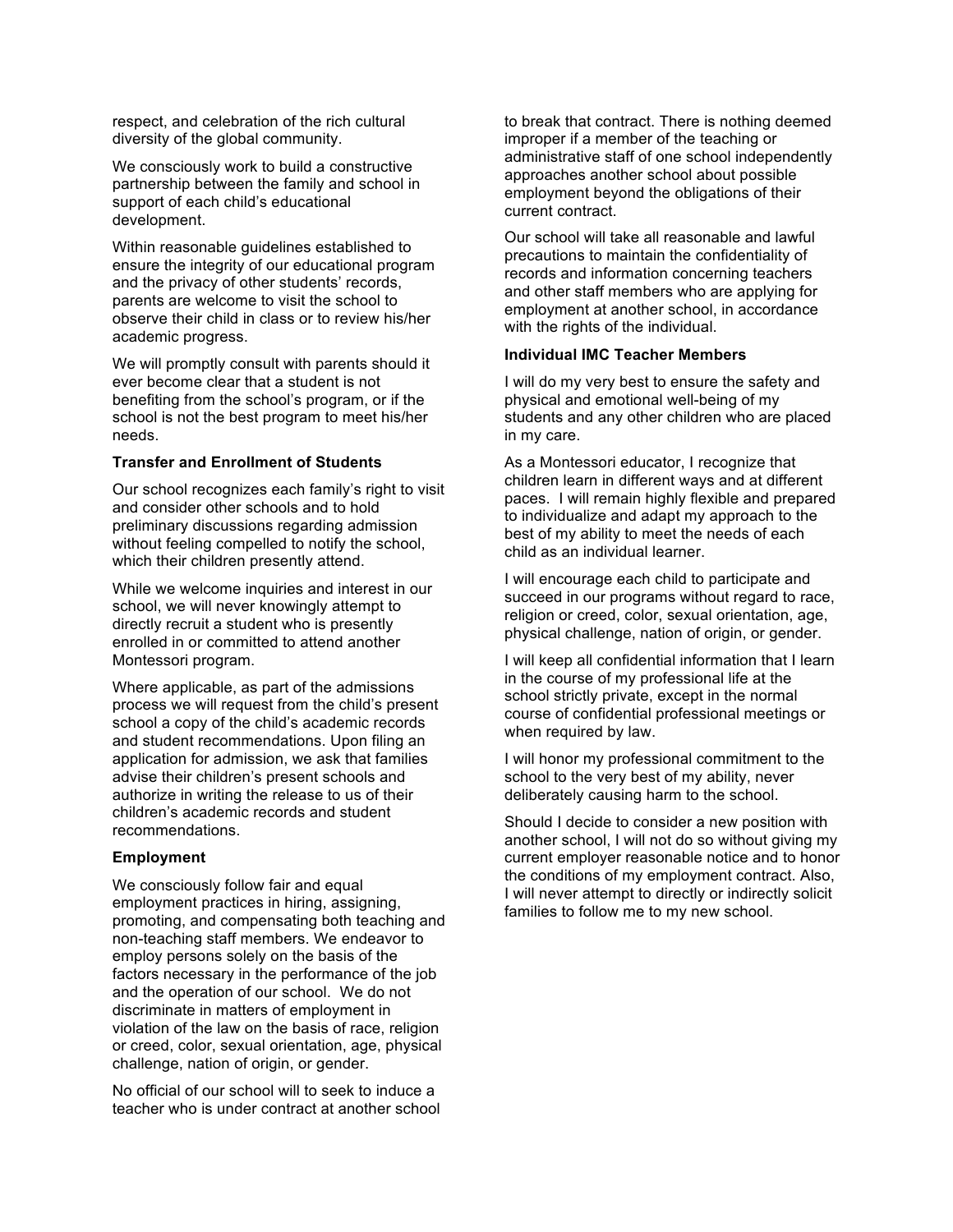respect, and celebration of the rich cultural diversity of the global community.

We consciously work to build a constructive partnership between the family and school in support of each child's educational development.

Within reasonable guidelines established to ensure the integrity of our educational program and the privacy of other students' records, parents are welcome to visit the school to observe their child in class or to review his/her academic progress.

We will promptly consult with parents should it ever become clear that a student is not benefiting from the school's program, or if the school is not the best program to meet his/her needs.

**Transfer and Enrollment of Students**

Our school recognizes each family's right to visit and consider other schools and to hold preliminary discussions regarding admission without feeling compelled to notify the school, which their children presently attend.

While we welcome inquiries and interest in our school, we will never knowingly attempt to directly recruit a student who is presently enrolled in or committed to attend another Montessori program.

Where applicable, as part of the admissions process we will request from the child's present school a copy of the child's academic records and student recommendations. Upon filing an application for admission, we ask that families advise their children's present schools and authorize in writing the release to us of their children's academic records and student recommendations.

**Employment**

We consciously follow fair and equal employment practices in hiring, assigning, promoting, and compensating both teaching and non-teaching staff members. We endeavor to employ persons solely on the basis of the factors necessary in the performance of the job and the operation of our school. We do not discriminate in matters of employment in violation of the law on the basis of race, religion or creed, color, sexual orientation, age, physical challenge, nation of origin, or gender.

No official of our school will to seek to induce a teacher who is under contract at another school to break that contract. There is nothing deemed improper if a member of the teaching or administrative staff of one school independently approaches another school about possible employment beyond the obligations of their current contract.

Our school will take all reasonable and lawful precautions to maintain the confidentiality of records and information concerning teachers and other staff members who are applying for employment at another school, in accordance with the rights of the individual.

**Individual IMC Teacher Members**

I will do my very best to ensure the safety and physical and emotional well-being of my students and any other children who are placed in my care.

As a Montessori educator, I recognize that children learn in different ways and at different paces. I will remain highly flexible and prepared to individualize and adapt my approach to the best of my ability to meet the needs of each child as an individual learner.

I will encourage each child to participate and succeed in our programs without regard to race, religion or creed, color, sexual orientation, age, physical challenge, nation of origin, or gender.

I will keep all confidential information that I learn in the course of my professional life at the school strictly private, except in the normal course of confidential professional meetings or when required by law.

I will honor my professional commitment to the school to the very best of my ability, never deliberately causing harm to the school.

Should I decide to consider a new position with another school, I will not do so without giving my current employer reasonable notice and to honor the conditions of my employment contract. Also, I will never attempt to directly or indirectly solicit families to follow me to my new school.